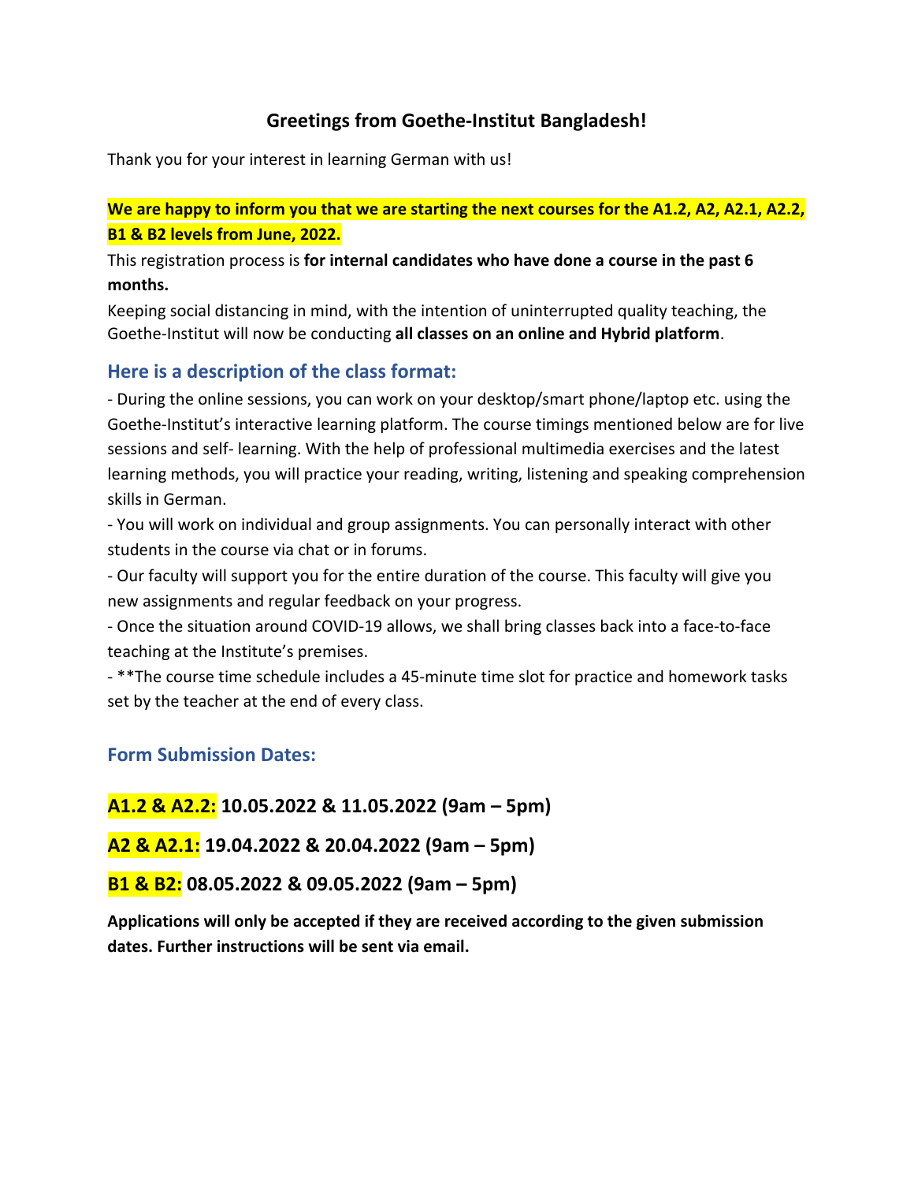## Greetings from Goethe-Institut Bangladesh!

Thank you for your interest in learning German with us!

**We are happy to inform you that we are starting the next courses for the A1.2, A2, A2.1, A2.2, B1 & B2 levels from June, 2022.**

This registration process is **for internal candidates who have done a course in the past 6 months.**

Keeping social distancing in mind, with the intention of uninterrupted quality teaching, the Goethe-Institut will now be conducting **all classes on an online and Hybrid platform**.

### Here is a description of the class format:

- During the online sessions, you can work on your desktop/smart phone/laptop etc. using the Goethe-Institut's interactive learning platform. The course timings mentioned below are for live sessions and self- learning. With the help of professional multimedia exercises and the latest learning methods, you will practice your reading, writing, listening and speaking comprehension skills in German.
- You will work on individual and group assignments. You can personally interact with other students in the course via chat or in forums.
- Our faculty will support you for the entire duration of the course. This faculty will give you new assignments and regular feedback on your progress.
- Once the situation around COVID-19 allows, we shall bring classes back into a face-to-face teaching at the Institute's premises.
- **The course time schedule includes a 45-minute time slot for practice and homework tasks set by the teacher at the end of every class.

### Form Submission Dates:

**A1.2 & A2.2: 10.05.2022 & 11.05.2022 (9am – 5pm)**

**A2 & A2.1: 19.04.2022 & 20.04.2022 (9am – 5pm)**

**B1 & B2: 08.05.2022 & 09.05.2022 (9am – 5pm)**

**Applications will only be accepted if they are received according to the given submission dates. Further instructions will be sent via email.**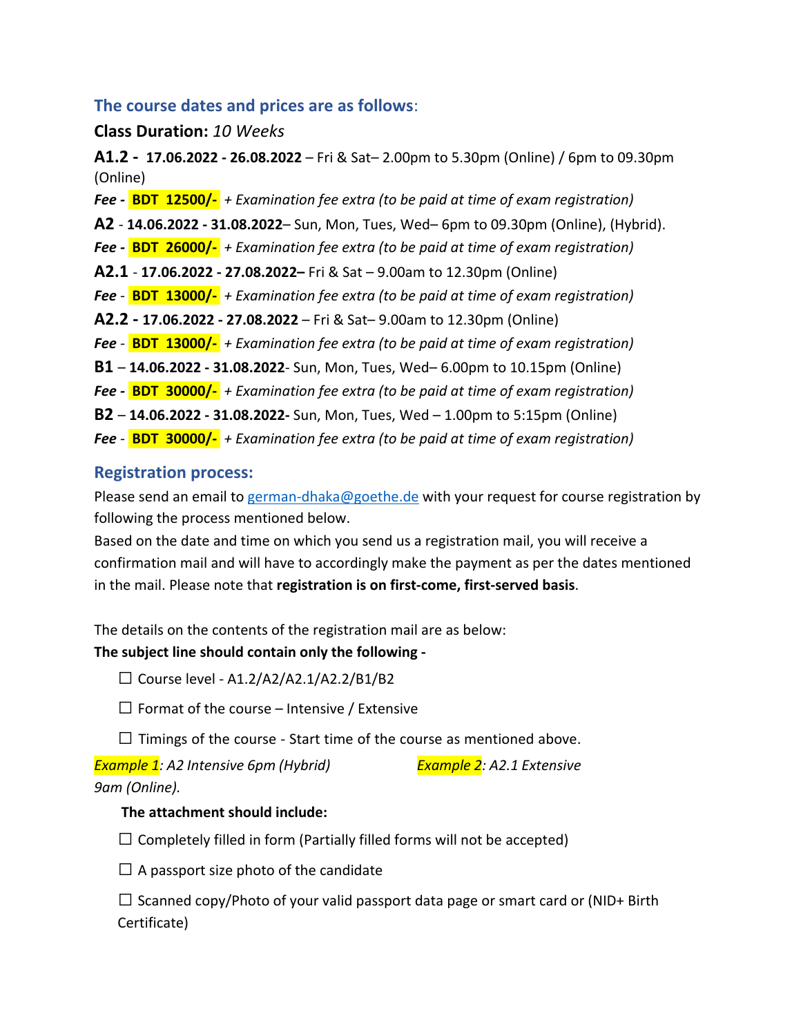## The course dates and prices are as follows:

**Class Duration:** *10 Weeks*

**A1.2 - 17.06.2022 - 26.08.2022** – Fri & Sat– 2.00pm to 5.30pm (Online) / 6pm to 09.30pm (Online)

***Fee* - BDT 12500/-** *+ Examination fee extra (to be paid at time of exam registration)*

**A2** - **14.06.2022 - 31.08.2022**– Sun, Mon, Tues, Wed– 6pm to 09.30pm (Online), (Hybrid).

***Fee* - BDT 26000/-** *+ Examination fee extra (to be paid at time of exam registration)*

**A2.1** - **17.06.2022 - 27.08.2022–** Fri & Sat – 9.00am to 12.30pm (Online)

***Fee*** - **BDT 13000/-** *+ Examination fee extra (to be paid at time of exam registration)*

**A2.2 - 17.06.2022 - 27.08.2022** – Fri & Sat– 9.00am to 12.30pm (Online)

***Fee*** - **BDT 13000/-** *+ Examination fee extra (to be paid at time of exam registration)*

**B1** – **14.06.2022 - 31.08.2022**- Sun, Mon, Tues, Wed– 6.00pm to 10.15pm (Online)

***Fee* - BDT 30000/-** *+ Examination fee extra (to be paid at time of exam registration)*

**B2** – **14.06.2022 - 31.08.2022-** Sun, Mon, Tues, Wed – 1.00pm to 5:15pm (Online)

***Fee*** - **BDT 30000/-** *+ Examination fee extra (to be paid at time of exam registration)*

## Registration process:

Please send an email to german-dhaka@goethe.de with your request for course registration by following the process mentioned below.

Based on the date and time on which you send us a registration mail, you will receive a confirmation mail and will have to accordingly make the payment as per the dates mentioned in the mail. Please note that **registration is on first-come, first-served basis**.

The details on the contents of the registration mail are as below:

**The subject line should contain only the following -**

- ☐ Course level - A1.2/A2/A2.1/A2.2/B1/B2
- ☐ Format of the course – Intensive / Extensive
- ☐ Timings of the course - Start time of the course as mentioned above.

*Example 1: A2 Intensive 6pm (Hybrid)* *Example 2: A2.1 Extensive 9am (Online).*

**The attachment should include:**

- ☐ Completely filled in form (Partially filled forms will not be accepted)
- ☐ A passport size photo of the candidate
- ☐ Scanned copy/Photo of your valid passport data page or smart card or (NID+ Birth Certificate)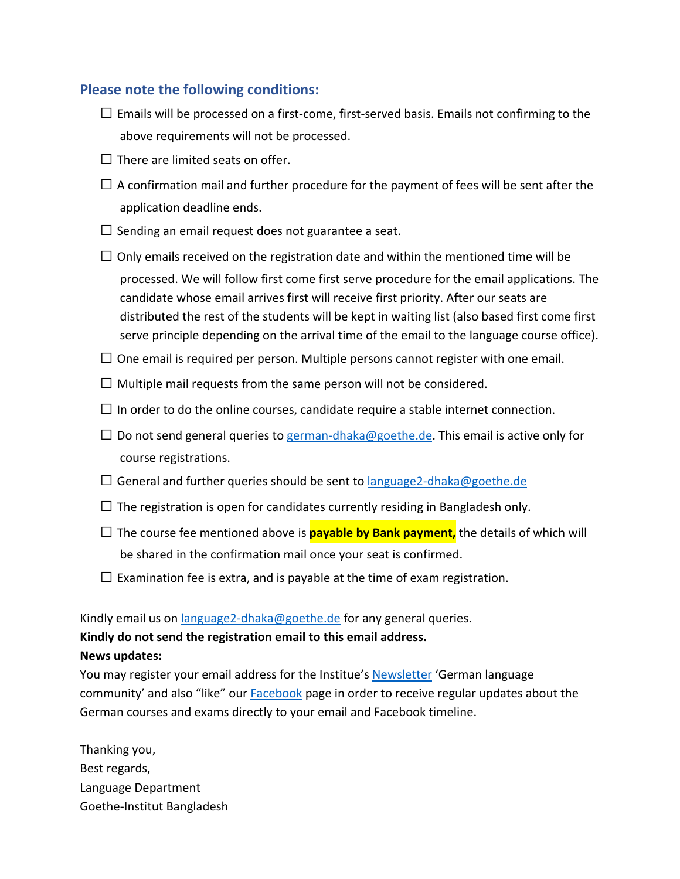## Please note the following conditions:

- ☐ Emails will be processed on a first-come, first-served basis. Emails not confirming to the above requirements will not be processed.
- ☐ There are limited seats on offer.
- ☐ A confirmation mail and further procedure for the payment of fees will be sent after the application deadline ends.
- ☐ Sending an email request does not guarantee a seat.
- ☐ Only emails received on the registration date and within the mentioned time will be processed. We will follow first come first serve procedure for the email applications. The candidate whose email arrives first will receive first priority. After our seats are distributed the rest of the students will be kept in waiting list (also based first come first serve principle depending on the arrival time of the email to the language course office).
- ☐ One email is required per person. Multiple persons cannot register with one email.
- ☐ Multiple mail requests from the same person will not be considered.
- ☐ In order to do the online courses, candidate require a stable internet connection.
- ☐ Do not send general queries to german-dhaka@goethe.de. This email is active only for course registrations.
- ☐ General and further queries should be sent to language2-dhaka@goethe.de
- ☐ The registration is open for candidates currently residing in Bangladesh only.
- ☐ The course fee mentioned above is **payable by Bank payment,** the details of which will be shared in the confirmation mail once your seat is confirmed.
- ☐ Examination fee is extra, and is payable at the time of exam registration.

Kindly email us on language2-dhaka@goethe.de for any general queries.
**Kindly do not send the registration email to this email address.**
**News updates:**
You may register your email address for the Institue's Newsletter 'German language community' and also "like" our Facebook page in order to receive regular updates about the German courses and exams directly to your email and Facebook timeline.

Thanking you,
Best regards,
Language Department
Goethe-Institut Bangladesh